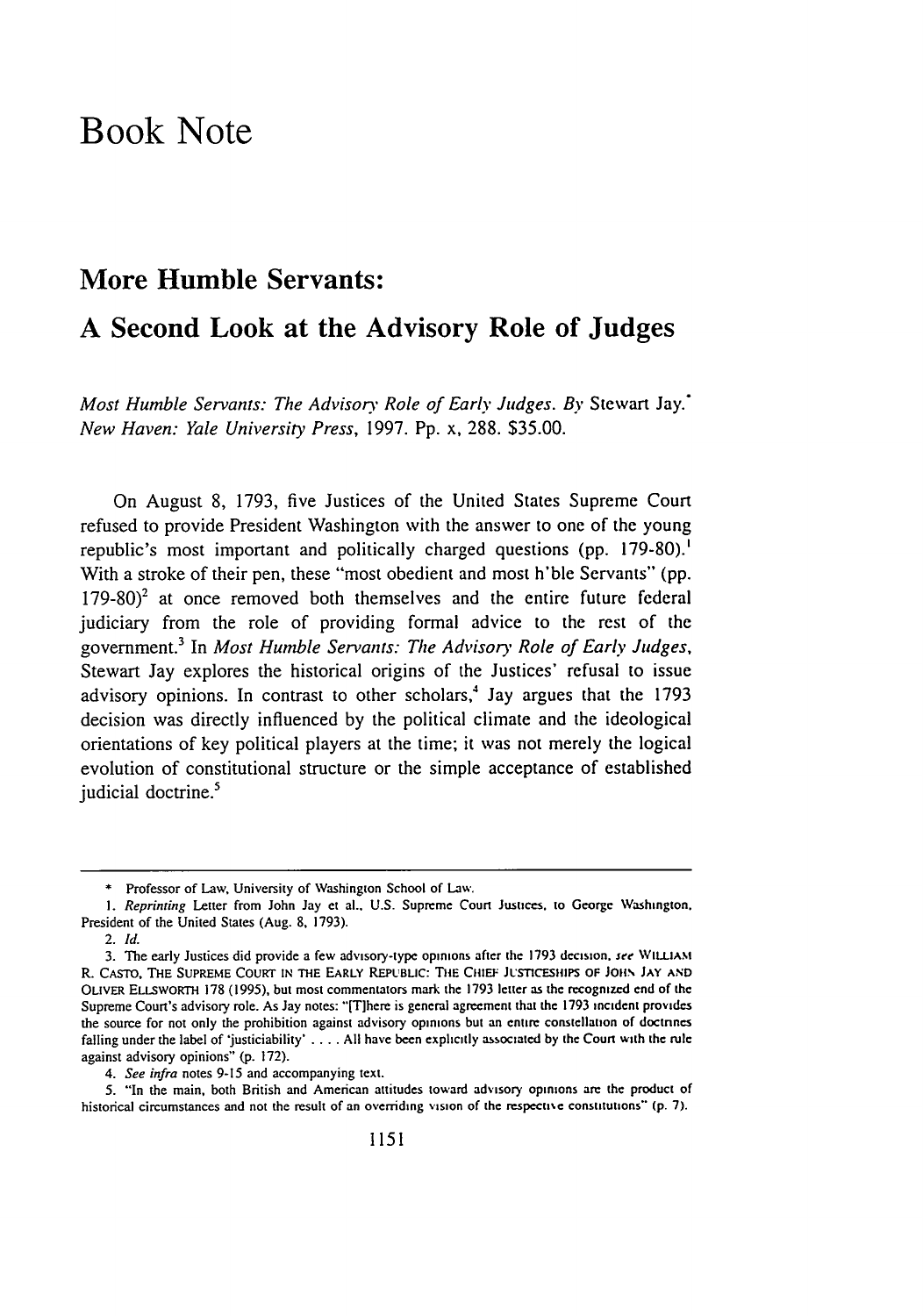# Book Note

## More Humble Servants:

## A Second Look at the Advisory Role of Judges

*Most Humble Servants: The Advisory Role of Early Judges*. By Stewart Jay.* *New Haven: Yale University Press*, 1997. Pp. x, 288. $35.00.

On August 8, 1793, five Justices of the United States Supreme Court refused to provide President Washington with the answer to one of the young republic's most important and politically charged questions (pp. 179-80).[1] With a stroke of their pen, these "most obedient and most h'ble Servants" (pp. 179-80)[2] at once removed both themselves and the entire future federal judiciary from the role of providing formal advice to the rest of the government.[3] In *Most Humble Servants: The Advisory Role of Early Judges*, Stewart Jay explores the historical origins of the Justices' refusal to issue advisory opinions. In contrast to other scholars,[4] Jay argues that the 1793 decision was directly influenced by the political climate and the ideological orientations of key political players at the time; it was not merely the logical evolution of constitutional structure or the simple acceptance of established judicial doctrine.[5]

---

\* Professor of Law, University of Washington School of Law.

1. *Reprinting* Letter from John Jay et al., U.S. Supreme Court Justices, to George Washington, President of the United States (Aug. 8, 1793).

2. *Id.*

3. The early Justices did provide a few advisory-type opinions after the 1793 decision, *see* WILLIAM R. CASTO, THE SUPREME COURT IN THE EARLY REPUBLIC: THE CHIEF JUSTICESHIPS OF JOHN JAY AND OLIVER ELLSWORTH 178 (1995), but most commentators mark the 1793 letter as the recognized end of the Supreme Court's advisory role. As Jay notes: "[T]here is general agreement that the 1793 incident provides the source for not only the prohibition against advisory opinions but an entire constellation of doctrines falling under the label of 'justiciability' . . . . All have been explicitly associated by the Court with the rule against advisory opinions" (p. 172).

4. *See infra* notes 9-15 and accompanying text.

5. "In the main, both British and American attitudes toward advisory opinions are the product of historical circumstances and not the result of an overriding vision of the respective constitutions" (p. 7).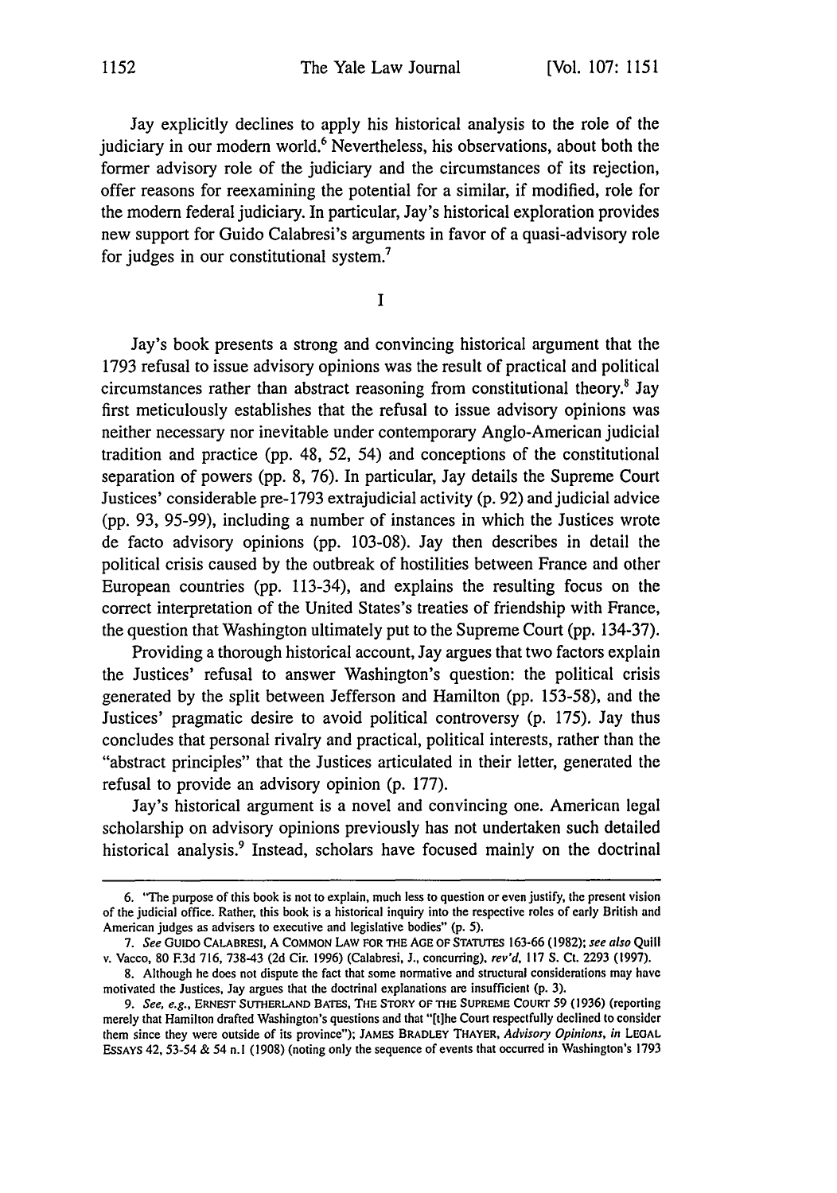Jay explicitly declines to apply his historical analysis to the role of the judiciary in our modern world.[6] Nevertheless, his observations, about both the former advisory role of the judiciary and the circumstances of its rejection, offer reasons for reexamining the potential for a similar, if modified, role for the modern federal judiciary. In particular, Jay's historical exploration provides new support for Guido Calabresi's arguments in favor of a quasi-advisory role for judges in our constitutional system.[7]

## I

Jay's book presents a strong and convincing historical argument that the 1793 refusal to issue advisory opinions was the result of practical and political circumstances rather than abstract reasoning from constitutional theory.[8] Jay first meticulously establishes that the refusal to issue advisory opinions was neither necessary nor inevitable under contemporary Anglo-American judicial tradition and practice (pp. 48, 52, 54) and conceptions of the constitutional separation of powers (pp. 8, 76). In particular, Jay details the Supreme Court Justices' considerable pre-1793 extrajudicial activity (p. 92) and judicial advice (pp. 93, 95-99), including a number of instances in which the Justices wrote de facto advisory opinions (pp. 103-08). Jay then describes in detail the political crisis caused by the outbreak of hostilities between France and other European countries (pp. 113-34), and explains the resulting focus on the correct interpretation of the United States's treaties of friendship with France, the question that Washington ultimately put to the Supreme Court (pp. 134-37).

Providing a thorough historical account, Jay argues that two factors explain the Justices' refusal to answer Washington's question: the political crisis generated by the split between Jefferson and Hamilton (pp. 153-58), and the Justices' pragmatic desire to avoid political controversy (p. 175). Jay thus concludes that personal rivalry and practical, political interests, rather than the "abstract principles" that the Justices articulated in their letter, generated the refusal to provide an advisory opinion (p. 177).

Jay's historical argument is a novel and convincing one. American legal scholarship on advisory opinions previously has not undertaken such detailed historical analysis.[9] Instead, scholars have focused mainly on the doctrinal

---

6. "The purpose of this book is not to explain, much less to question or even justify, the present vision of the judicial office. Rather, this book is a historical inquiry into the respective roles of early British and American judges as advisers to executive and legislative bodies" (p. 5).

7. *See* GUIDO CALABRESI, A COMMON LAW FOR THE AGE OF STATUTES 163-66 (1982); *see also* Quill v. Vacco, 80 F.3d 716, 738-43 (2d Cir. 1996) (Calabresi, J., concurring), *rev'd*, 117 S. Ct. 2293 (1997).

8. Although he does not dispute the fact that some normative and structural considerations may have motivated the Justices, Jay argues that the doctrinal explanations are insufficient (p. 3).

9. *See, e.g.*, ERNEST SUTHERLAND BATES, THE STORY OF THE SUPREME COURT 59 (1936) (reporting merely that Hamilton drafted Washington's questions and that "[t]he Court respectfully declined to consider them since they were outside of its province"); JAMES BRADLEY THAYER, *Advisory Opinions*, *in* LEGAL ESSAYS 42, 53-54 & 54 n.1 (1908) (noting only the sequence of events that occurred in Washington's 1793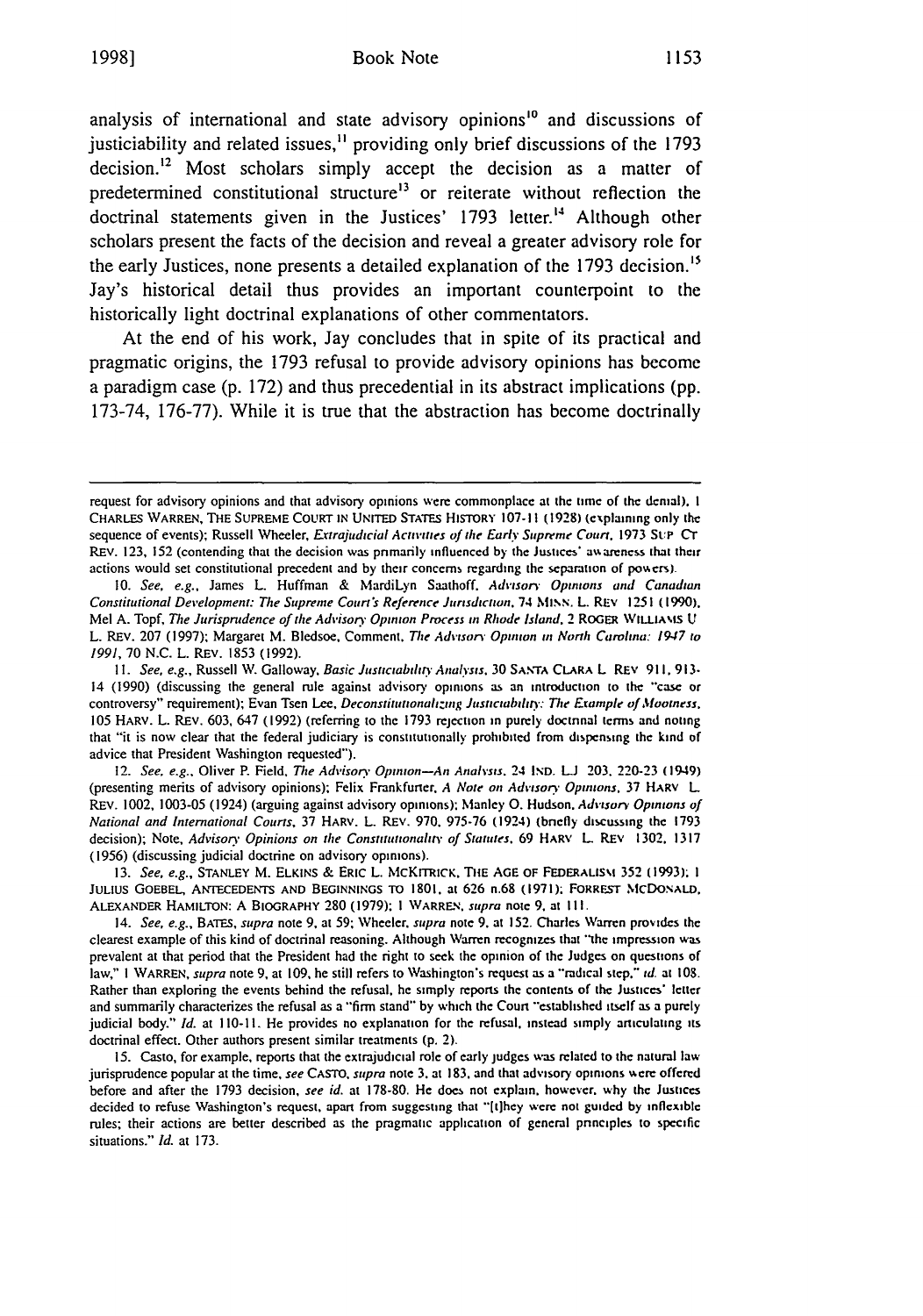analysis of international and state advisory opinions[10] and discussions of justiciability and related issues,[11] providing only brief discussions of the 1793 decision.[12] Most scholars simply accept the decision as a matter of predetermined constitutional structure[13] or reiterate without reflection the doctrinal statements given in the Justices' 1793 letter.[14] Although other scholars present the facts of the decision and reveal a greater advisory role for the early Justices, none presents a detailed explanation of the 1793 decision.[15] Jay's historical detail thus provides an important counterpoint to the historically light doctrinal explanations of other commentators.

At the end of his work, Jay concludes that in spite of its practical and pragmatic origins, the 1793 refusal to provide advisory opinions has become a paradigm case (p. 172) and thus precedential in its abstract implications (pp. 173-74, 176-77). While it is true that the abstraction has become doctrinally

---

request for advisory opinions and that advisory opinions were commonplace at the time of the denial). 1 CHARLES WARREN, THE SUPREME COURT IN UNITED STATES HISTORY 107-11 (1928) (explaining only the sequence of events); Russell Wheeler, *Extrajudicial Activities of the Early Supreme Court*, 1973 SUP. CT. REV. 123, 152 (contending that the decision was primarily influenced by the Justices' awareness that their actions would set constitutional precedent and by their concerns regarding the separation of powers).

10. *See, e.g.*, James L. Huffman & MardiLyn Saathoff, *Advisory Opinions and Canadian Constitutional Development: The Supreme Court's Reference Jurisdiction*, 74 MINN. L. REV 1251 (1990). Mel A. Topf, *The Jurisprudence of the Advisory Opinion Process in Rhode Island*, 2 ROGER WILLIAMS U L. REV. 207 (1997); Margaret M. Bledsoe, Comment, *The Advisory Opinion in North Carolina: 1947 to 1991*, 70 N.C. L. REV. 1853 (1992).

11. *See, e.g.*, Russell W. Galloway, *Basic Justiciability Analysis*, 30 SANTA CLARA L. REV 911, 913-14 (1990) (discussing the general rule against advisory opinions as an introduction to the "case or controversy" requirement); Evan Tsen Lee, *Deconstitutionalizing Justiciability: The Example of Mootness*, 105 HARV. L. REV. 603, 647 (1992) (referring to the 1793 rejection in purely doctrinal terms and noting that "it is now clear that the federal judiciary is constitutionally prohibited from dispensing the kind of advice that President Washington requested").

12. *See, e.g.*, Oliver P. Field, *The Advisory Opinion—An Analysis*, 24 IND. L.J. 203, 220-23 (1949) (presenting merits of advisory opinions); Felix Frankfurter, *A Note on Advisory Opinions*, 37 HARV. L. REV. 1002, 1003-05 (1924) (arguing against advisory opinions); Manley O. Hudson, *Advisory Opinions of National and International Courts*, 37 HARV. L. REV. 970, 975-76 (1924) (briefly discussing the 1793 decision); Note, *Advisory Opinions on the Constitutionality of Statutes*, 69 HARV. L. REV 1302, 1317 (1956) (discussing judicial doctrine on advisory opinions).

13. *See, e.g.*, STANLEY M. ELKINS & ERIC L. MCKITRICK, THE AGE OF FEDERALISM 352 (1993); 1 JULIUS GOEBEL, ANTECEDENTS AND BEGINNINGS TO 1801, at 626 n.68 (1971); FORREST MCDONALD, ALEXANDER HAMILTON: A BIOGRAPHY 280 (1979); 1 WARREN, *supra* note 9, at 111.

14. *See, e.g.*, BATES, *supra* note 9, at 59; Wheeler, *supra* note 9, at 152. Charles Warren provides the clearest example of this kind of doctrinal reasoning. Although Warren recognizes that "the impression was prevalent at that period that the President had the right to seek the opinion of the Judges on questions of law," 1 WARREN, *supra* note 9, at 109, he still refers to Washington's request as a "radical step," *id.* at 108. Rather than exploring the events behind the refusal, he simply reports the contents of the Justices' letter and summarily characterizes the refusal as a "firm stand" by which the Court "established itself as a purely judicial body." *Id.* at 110-11. He provides no explanation for the refusal, instead simply articulating its doctrinal effect. Other authors present similar treatments (p. 2).

15. Casto, for example, reports that the extrajudicial role of early judges was related to the natural law jurisprudence popular at the time, *see* CASTO, *supra* note 3, at 183, and that advisory opinions were offered before and after the 1793 decision, *see id.* at 178-80. He does not explain, however, why the Justices decided to refuse Washington's request, apart from suggesting that "[t]hey were not guided by inflexible rules; their actions are better described as the pragmatic application of general principles to specific situations." *Id.* at 173.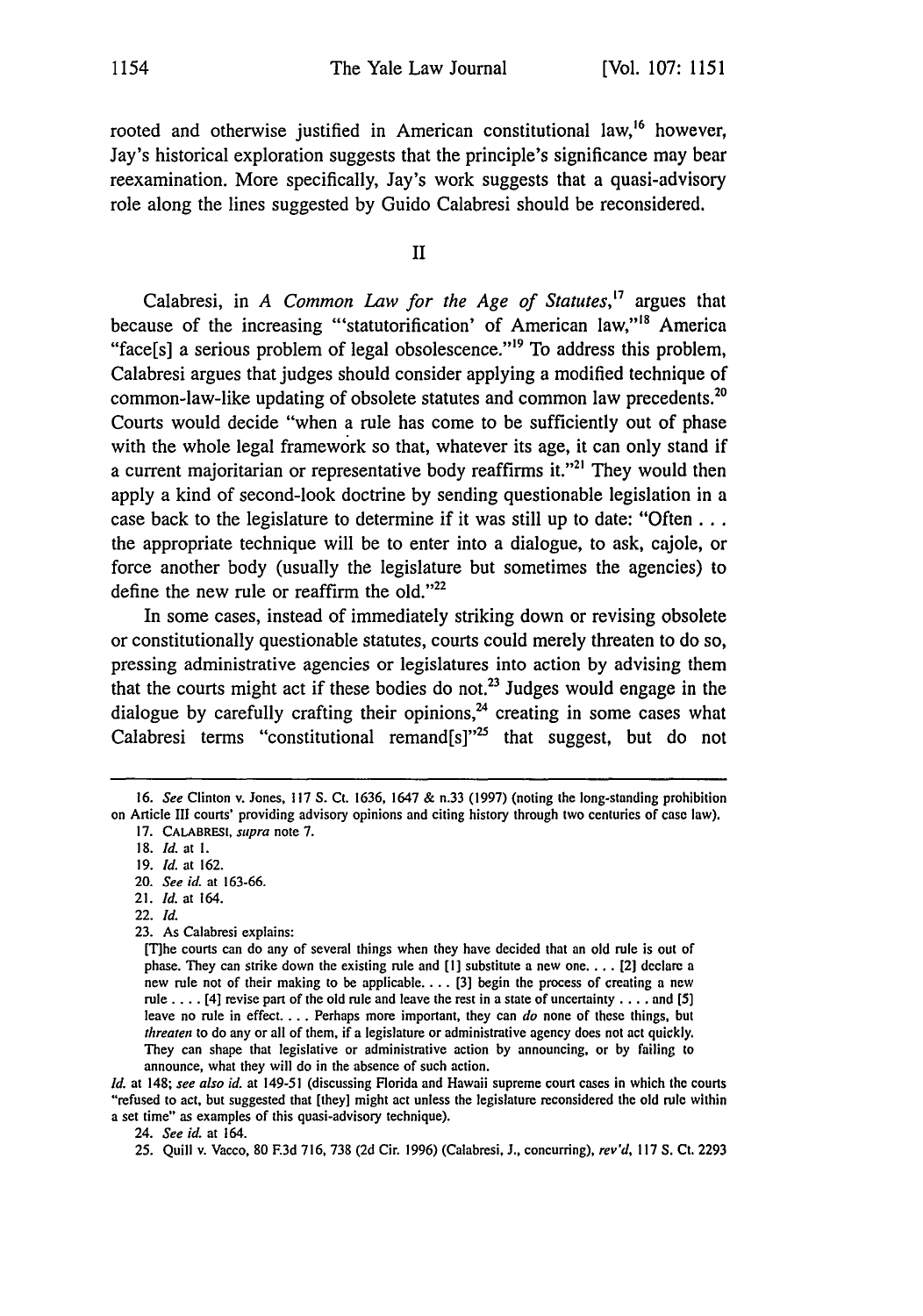rooted and otherwise justified in American constitutional law,[16] however, Jay's historical exploration suggests that the principle's significance may bear reexamination. More specifically, Jay's work suggests that a quasi-advisory role along the lines suggested by Guido Calabresi should be reconsidered.

## II

Calabresi, in *A Common Law for the Age of Statutes*,[17] argues that because of the increasing "'statutorification' of American law,"[18] America "face[s] a serious problem of legal obsolescence."[19] To address this problem, Calabresi argues that judges should consider applying a modified technique of common-law-like updating of obsolete statutes and common law precedents.[20] Courts would decide "when a rule has come to be sufficiently out of phase with the whole legal framework so that, whatever its age, it can only stand if a current majoritarian or representative body reaffirms it."[21] They would then apply a kind of second-look doctrine by sending questionable legislation in a case back to the legislature to determine if it was still up to date: "Often . . . the appropriate technique will be to enter into a dialogue, to ask, cajole, or force another body (usually the legislature but sometimes the agencies) to define the new rule or reaffirm the old."[22]

In some cases, instead of immediately striking down or revising obsolete or constitutionally questionable statutes, courts could merely threaten to do so, pressing administrative agencies or legislatures into action by advising them that the courts might act if these bodies do not.[23] Judges would engage in the dialogue by carefully crafting their opinions,[24] creating in some cases what Calabresi terms "constitutional remand[s]"[25] that suggest, but do not

---

16. *See* Clinton v. Jones, 117 S. Ct. 1636, 1647 & n.33 (1997) (noting the long-standing prohibition on Article III courts' providing advisory opinions and citing history through two centuries of case law).

17. CALABRESI, *supra* note 7.

18. *Id.* at 1.

19. *Id.* at 162.

20. *See id.* at 163-66.

21. *Id.* at 164.

22. *Id.*

23. As Calabresi explains:

> [T]he courts can do any of several things when they have decided that an old rule is out of phase. They can strike down the existing rule and [1] substitute a new one. . . . [2] declare a new rule not of their making to be applicable. . . . [3] begin the process of creating a new rule . . . . [4] revise part of the old rule and leave the rest in a state of uncertainty . . . . and [5] leave no rule in effect. . . . Perhaps more important, they can *do* none of these things, but *threaten* to do any or all of them, if a legislature or administrative agency does not act quickly. They can shape that legislative or administrative action by announcing, or by failing to announce, what they will do in the absence of such action.

*Id.* at 148; *see also id.* at 149-51 (discussing Florida and Hawaii supreme court cases in which the courts "refused to act, but suggested that [they] might act unless the legislature reconsidered the old rule within a set time" as examples of this quasi-advisory technique).

24. *See id.* at 164.

25. Quill v. Vacco, 80 F.3d 716, 738 (2d Cir. 1996) (Calabresi, J., concurring), *rev'd*, 117 S. Ct. 2293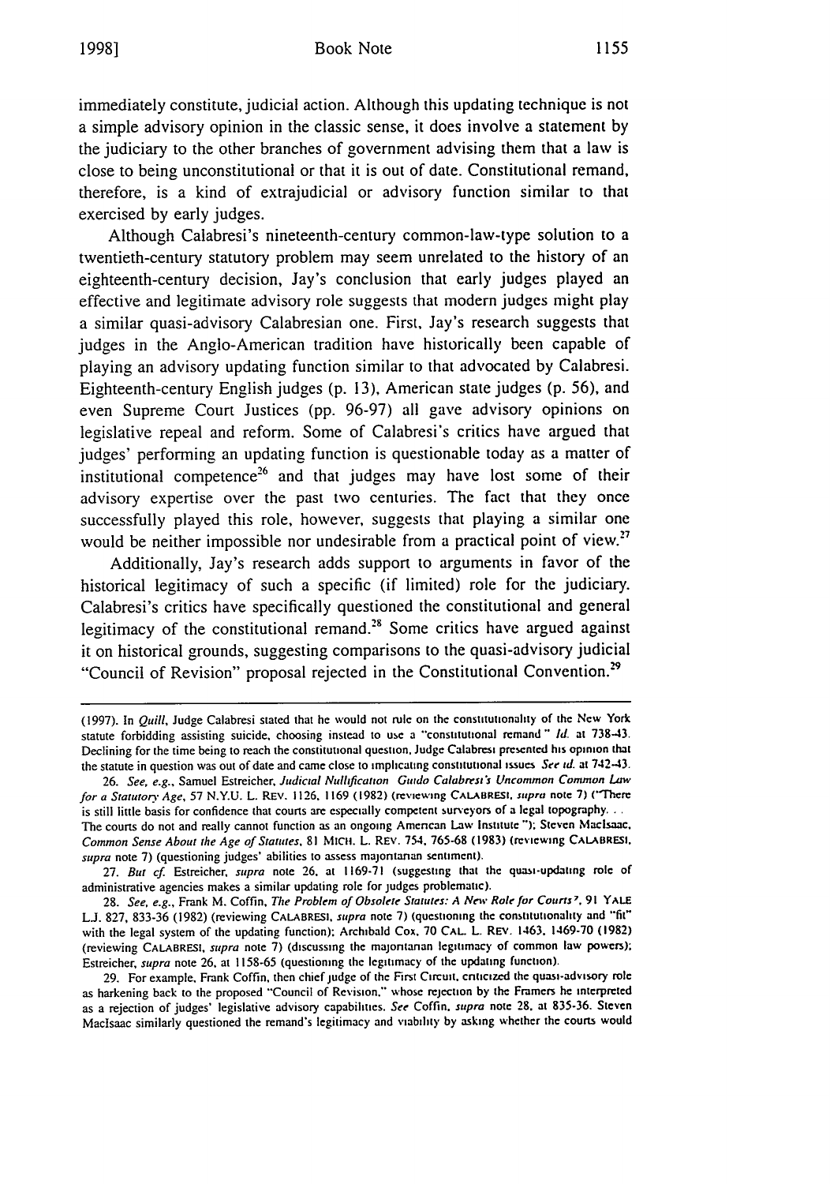immediately constitute, judicial action. Although this updating technique is not a simple advisory opinion in the classic sense, it does involve a statement by the judiciary to the other branches of government advising them that a law is close to being unconstitutional or that it is out of date. Constitutional remand, therefore, is a kind of extrajudicial or advisory function similar to that exercised by early judges.

Although Calabresi's nineteenth-century common-law-type solution to a twentieth-century statutory problem may seem unrelated to the history of an eighteenth-century decision, Jay's conclusion that early judges played an effective and legitimate advisory role suggests that modern judges might play a similar quasi-advisory Calabresian one. First, Jay's research suggests that judges in the Anglo-American tradition have historically been capable of playing an advisory updating function similar to that advocated by Calabresi. Eighteenth-century English judges (p. 13), American state judges (p. 56), and even Supreme Court Justices (pp. 96-97) all gave advisory opinions on legislative repeal and reform. Some of Calabresi's critics have argued that judges' performing an updating function is questionable today as a matter of institutional competence[26] and that judges may have lost some of their advisory expertise over the past two centuries. The fact that they once successfully played this role, however, suggests that playing a similar one would be neither impossible nor undesirable from a practical point of view.[27]

Additionally, Jay's research adds support to arguments in favor of the historical legitimacy of such a specific (if limited) role for the judiciary. Calabresi's critics have specifically questioned the constitutional and general legitimacy of the constitutional remand.[28] Some critics have argued against it on historical grounds, suggesting comparisons to the quasi-advisory judicial "Council of Revision" proposal rejected in the Constitutional Convention.[29]

---

(1997). In *Quill*, Judge Calabresi stated that he would not rule on the constitutionality of the New York statute forbidding assisting suicide, choosing instead to use a "constitutional remand." *Id.* at 738-43. Declining for the time being to reach the constitutional question, Judge Calabresi presented his opinion that the statute in question was out of date and came close to implicating constitutional issues. *See id.* at 742-43.

26. *See, e.g.*, Samuel Estreicher, *Judicial Nullification: Guido Calabresi's Uncommon Common Law for a Statutory Age*, 57 N.Y.U. L. REV. 1126, 1169 (1982) (reviewing CALABRESI, *supra* note 7) ("There is still little basis for confidence that courts are especially competent surveyors of a legal topography. . . The courts do not and really cannot function as an ongoing American Law Institute."); Steven MacIsaac, *Common Sense About the Age of Statutes*, 81 MICH. L. REV. 754, 765-68 (1983) (reviewing CALABRESI, *supra* note 7) (questioning judges' abilities to assess majoritarian sentiment).

27. *But cf.* Estreicher, *supra* note 26, at 1169-71 (suggesting that the quasi-updating role of administrative agencies makes a similar updating role for judges problematic).

28. *See, e.g.*, Frank M. Coffin, *The Problem of Obsolete Statutes: A New Role for Courts?*, 91 YALE L.J. 827, 833-36 (1982) (reviewing CALABRESI, *supra* note 7) (questioning the constitutionality and "fit" with the legal system of the updating function); Archibald Cox, 70 CAL. L. REV. 1463, 1469-70 (1982) (reviewing CALABRESI, *supra* note 7) (discussing the majoritarian legitimacy of common law powers); Estreicher, *supra* note 26, at 1158-65 (questioning the legitimacy of the updating function).

29. For example, Frank Coffin, then chief judge of the First Circuit, criticized the quasi-advisory role as harkening back to the proposed "Council of Revision," whose rejection by the Framers he interpreted as a rejection of judges' legislative advisory capabilities. *See* Coffin, *supra* note 28, at 835-36. Steven MacIsaac similarly questioned the remand's legitimacy and viability by asking whether the courts would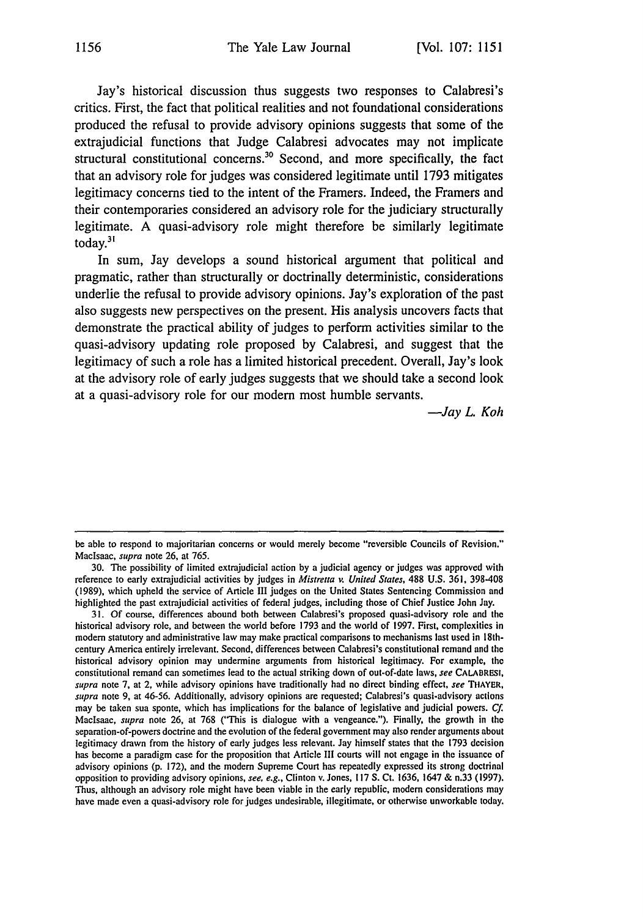Jay's historical discussion thus suggests two responses to Calabresi's critics. First, the fact that political realities and not foundational considerations produced the refusal to provide advisory opinions suggests that some of the extrajudicial functions that Judge Calabresi advocates may not implicate structural constitutional concerns.[30] Second, and more specifically, the fact that an advisory role for judges was considered legitimate until 1793 mitigates legitimacy concerns tied to the intent of the Framers. Indeed, the Framers and their contemporaries considered an advisory role for the judiciary structurally legitimate. A quasi-advisory role might therefore be similarly legitimate today.[31]

In sum, Jay develops a sound historical argument that political and pragmatic, rather than structurally or doctrinally deterministic, considerations underlie the refusal to provide advisory opinions. Jay's exploration of the past also suggests new perspectives on the present. His analysis uncovers facts that demonstrate the practical ability of judges to perform activities similar to the quasi-advisory updating role proposed by Calabresi, and suggest that the legitimacy of such a role has a limited historical precedent. Overall, Jay's look at the advisory role of early judges suggests that we should take a second look at a quasi-advisory role for our modern most humble servants.

—*Jay L. Koh*

---

be able to respond to majoritarian concerns or would merely become "reversible Councils of Revision." MacIsaac, *supra* note 26, at 765.

30. The possibility of limited extrajudicial action by a judicial agency or judges was approved with reference to early extrajudicial activities by judges in *Mistretta v. United States*, 488 U.S. 361, 398-408 (1989), which upheld the service of Article III judges on the United States Sentencing Commission and highlighted the past extrajudicial activities of federal judges, including those of Chief Justice John Jay.

31. Of course, differences abound both between Calabresi's proposed quasi-advisory role and the historical advisory role, and between the world before 1793 and the world of 1997. First, complexities in modern statutory and administrative law may make practical comparisons to mechanisms last used in 18th-century America entirely irrelevant. Second, differences between Calabresi's constitutional remand and the historical advisory opinion may undermine arguments from historical legitimacy. For example, the constitutional remand can sometimes lead to the actual striking down of out-of-date laws, *see* CALABRESI, *supra* note 7, at 2, while advisory opinions have traditionally had no direct binding effect, *see* THAYER, *supra* note 9, at 46-56. Additionally, advisory opinions are requested; Calabresi's quasi-advisory actions may be taken sua sponte, which has implications for the balance of legislative and judicial powers. *Cf.* MacIsaac, *supra* note 26, at 768 ("This is dialogue with a vengeance."). Finally, the growth in the separation-of-powers doctrine and the evolution of the federal government may also render arguments about legitimacy drawn from the history of early judges less relevant. Jay himself states that the 1793 decision has become a paradigm case for the proposition that Article III courts will not engage in the issuance of advisory opinions (p. 172), and the modern Supreme Court has repeatedly expressed its strong doctrinal opposition to providing advisory opinions, *see, e.g.*, Clinton v. Jones, 117 S. Ct. 1636, 1647 & n.33 (1997). Thus, although an advisory role might have been viable in the early republic, modern considerations may have made even a quasi-advisory role for judges undesirable, illegitimate, or otherwise unworkable today.